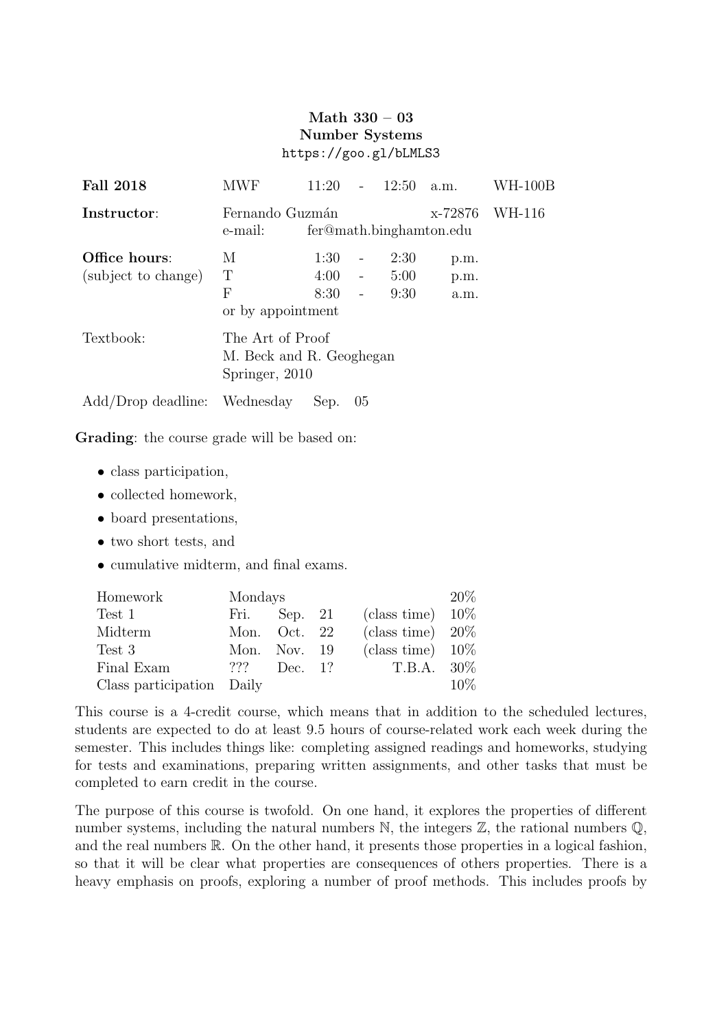**Math 330 – 03**
**Number Systems**
`https://goo.gl/bLMLS3`

| | | | | | | |
|---|---|---|---|---|---|---|
| **Fall 2018** | MWF | 11:20 - 12:50 | a.m. | | WH-100B |
| **Instructor**: | Fernando Guzmán | | | x-72876 | WH-116 |
| | e-mail: fer@math.binghamton.edu | | | | |
| **Office hours**: | M | 1:30 - 2:30 | p.m. | | |
| (subject to change) | T | 4:00 - 5:00 | p.m. | | |
| | F | 8:30 - 9:30 | a.m. | | |
| | or by appointment | | | | |
| Textbook: | The Art of Proof | | | | |
| | M. Beck and R. Geoghegan | | | | |
| | Springer, 2010 | | | | |
| Add/Drop deadline: | Wednesday Sep. 05 | | | | |

**Grading**: the course grade will be based on:

- class participation,
- collected homework,
- board presentations,
- two short tests, and
- cumulative midterm, and final exams.

| | | | | | |
|---|---|---|---|---|---|
| Homework | Mondays | | | | 20% |
| Test 1 | Fri. | Sep. | 21 | (class time) | 10% |
| Midterm | Mon. | Oct. | 22 | (class time) | 20% |
| Test 3 | Mon. | Nov. | 19 | (class time) | 10% |
| Final Exam | ??? | Dec. | 1? | T.B.A. | 30% |
| Class participation | Daily | | | | 10% |

This course is a 4-credit course, which means that in addition to the scheduled lectures, students are expected to do at least 9.5 hours of course-related work each week during the semester. This includes things like: completing assigned readings and homeworks, studying for tests and examinations, preparing written assignments, and other tasks that must be completed to earn credit in the course.

The purpose of this course is twofold. On one hand, it explores the properties of different number systems, including the natural numbers $\mathbb{N}$, the integers $\mathbb{Z}$, the rational numbers $\mathbb{Q}$, and the real numbers $\mathbb{R}$. On the other hand, it presents those properties in a logical fashion, so that it will be clear what properties are consequences of others properties. There is a heavy emphasis on proofs, exploring a number of proof methods. This includes proofs by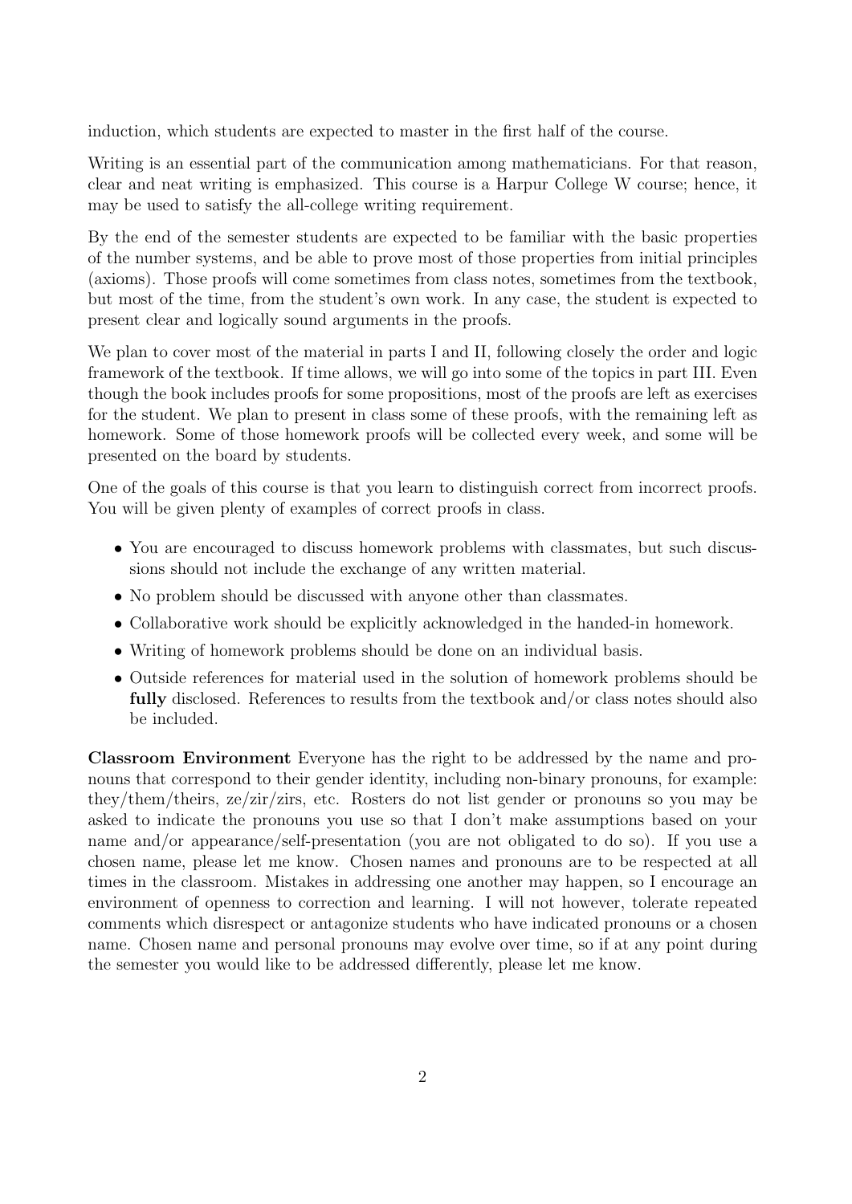induction, which students are expected to master in the first half of the course.

Writing is an essential part of the communication among mathematicians. For that reason, clear and neat writing is emphasized. This course is a Harpur College W course; hence, it may be used to satisfy the all-college writing requirement.

By the end of the semester students are expected to be familiar with the basic properties of the number systems, and be able to prove most of those properties from initial principles (axioms). Those proofs will come sometimes from class notes, sometimes from the textbook, but most of the time, from the student's own work. In any case, the student is expected to present clear and logically sound arguments in the proofs.

We plan to cover most of the material in parts I and II, following closely the order and logic framework of the textbook. If time allows, we will go into some of the topics in part III. Even though the book includes proofs for some propositions, most of the proofs are left as exercises for the student. We plan to present in class some of these proofs, with the remaining left as homework. Some of those homework proofs will be collected every week, and some will be presented on the board by students.

One of the goals of this course is that you learn to distinguish correct from incorrect proofs. You will be given plenty of examples of correct proofs in class.

- You are encouraged to discuss homework problems with classmates, but such discussions should not include the exchange of any written material.
- No problem should be discussed with anyone other than classmates.
- Collaborative work should be explicitly acknowledged in the handed-in homework.
- Writing of homework problems should be done on an individual basis.
- Outside references for material used in the solution of homework problems should be **fully** disclosed. References to results from the textbook and/or class notes should also be included.

**Classroom Environment** Everyone has the right to be addressed by the name and pronouns that correspond to their gender identity, including non-binary pronouns, for example: they/them/theirs, ze/zir/zirs, etc. Rosters do not list gender or pronouns so you may be asked to indicate the pronouns you use so that I don't make assumptions based on your name and/or appearance/self-presentation (you are not obligated to do so). If you use a chosen name, please let me know. Chosen names and pronouns are to be respected at all times in the classroom. Mistakes in addressing one another may happen, so I encourage an environment of openness to correction and learning. I will not however, tolerate repeated comments which disrespect or antagonize students who have indicated pronouns or a chosen name. Chosen name and personal pronouns may evolve over time, so if at any point during the semester you would like to be addressed differently, please let me know.